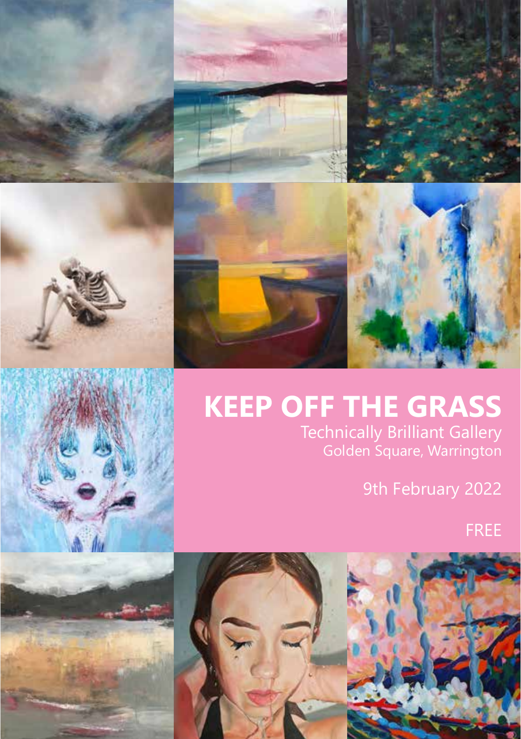# KEEP OFF THE GRASS

Technically Brilliant Gallery
Golden Square, Warrington

9th February 2022

FREE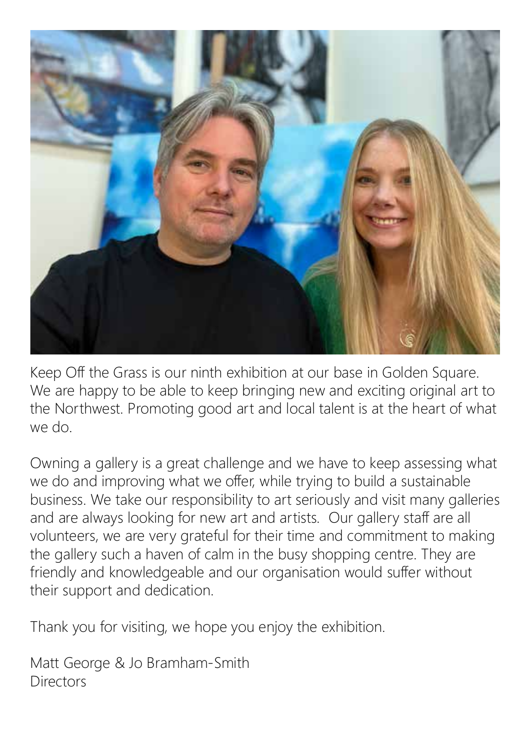Keep Off the Grass is our ninth exhibition at our base in Golden Square. We are happy to be able to keep bringing new and exciting original art to the Northwest. Promoting good art and local talent is at the heart of what we do.

Owning a gallery is a great challenge and we have to keep assessing what we do and improving what we offer, while trying to build a sustainable business. We take our responsibility to art seriously and visit many galleries and are always looking for new art and artists.  Our gallery staff are all volunteers, we are very grateful for their time and commitment to making the gallery such a haven of calm in the busy shopping centre. They are friendly and knowledgeable and our organisation would suffer without their support and dedication.

Thank you for visiting, we hope you enjoy the exhibition.

Matt George & Jo Bramham-Smith
Directors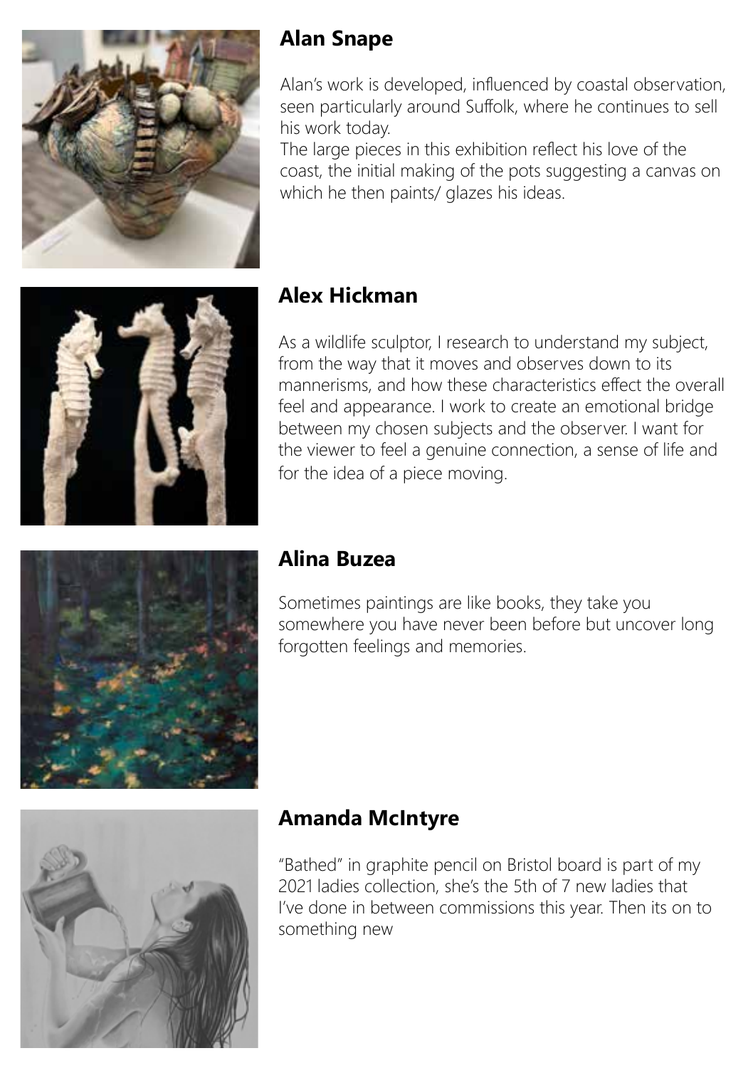## Alan Snape

Alan's work is developed, influenced by coastal observation, seen particularly around Suffolk, where he continues to sell his work today.
The large pieces in this exhibition reflect his love of the coast, the initial making of the pots suggesting a canvas on which he then paints/ glazes his ideas.

## Alex Hickman

As a wildlife sculptor, I research to understand my subject, from the way that it moves and observes down to its mannerisms, and how these characteristics effect the overall feel and appearance. I work to create an emotional bridge between my chosen subjects and the observer. I want for the viewer to feel a genuine connection, a sense of life and for the idea of a piece moving.

## Alina Buzea

Sometimes paintings are like books, they take you somewhere you have never been before but uncover long forgotten feelings and memories.

## Amanda McIntyre

"Bathed" in graphite pencil on Bristol board is part of my 2021 ladies collection, she's the 5th of 7 new ladies that I've done in between commissions this year. Then its on to something new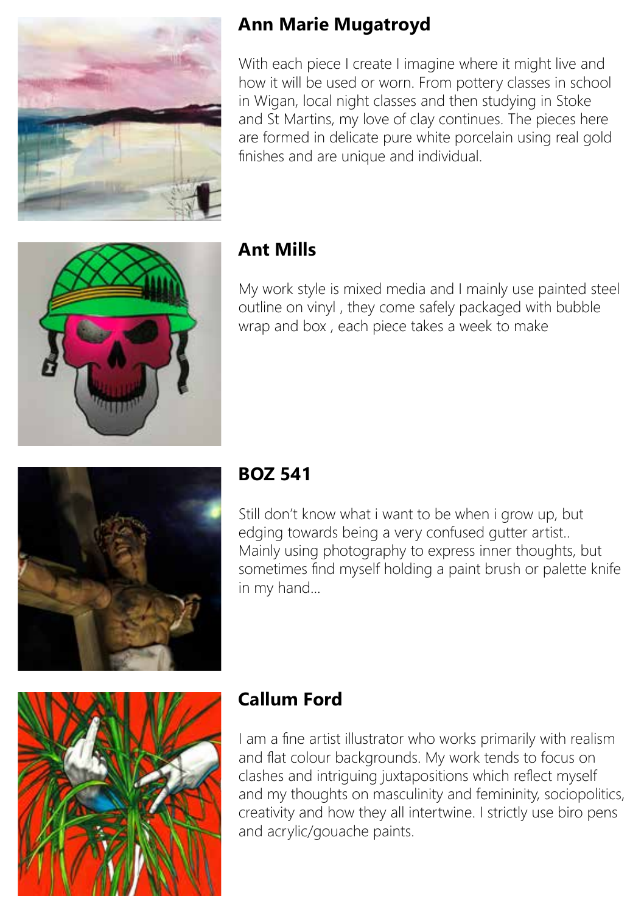## Ann Marie Mugatroyd

With each piece I create I imagine where it might live and how it will be used or worn. From pottery classes in school in Wigan, local night classes and then studying in Stoke and St Martins, my love of clay continues. The pieces here are formed in delicate pure white porcelain using real gold finishes and are unique and individual.

## Ant Mills

My work style is mixed media and I mainly use painted steel outline on vinyl , they come safely packaged with bubble wrap and box , each piece takes a week to make

## BOZ 541

Still don't know what i want to be when i grow up, but edging towards being a very confused gutter artist.. Mainly using photography to express inner thoughts, but sometimes find myself holding a paint brush or palette knife in my hand...

## Callum Ford

I am a fine artist illustrator who works primarily with realism and flat colour backgrounds. My work tends to focus on clashes and intriguing juxtapositions which reflect myself and my thoughts on masculinity and femininity, sociopolitics, creativity and how they all intertwine. I strictly use biro pens and acrylic/gouache paints.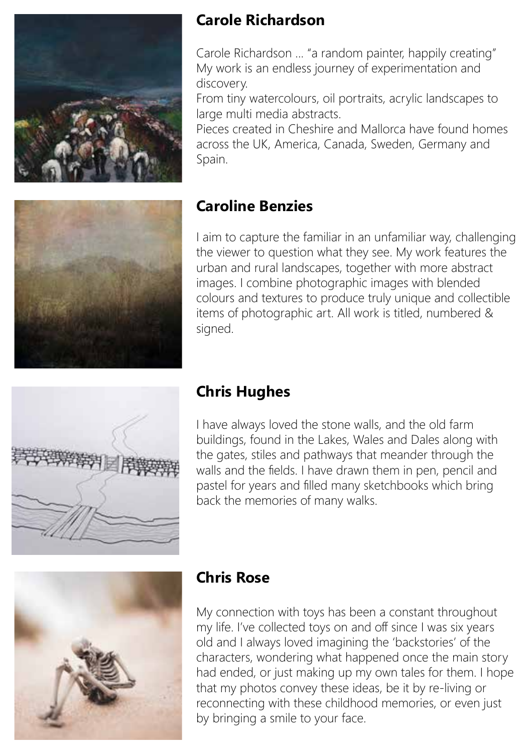## Carole Richardson

Carole Richardson ... "a random painter, happily creating"
My work is an endless journey of experimentation and discovery.
From tiny watercolours, oil portraits, acrylic landscapes to large multi media abstracts.
Pieces created in Cheshire and Mallorca have found homes across the UK, America, Canada, Sweden, Germany and Spain.

## Caroline Benzies

I aim to capture the familiar in an unfamiliar way, challenging the viewer to question what they see. My work features the urban and rural landscapes, together with more abstract images. I combine photographic images with blended colours and textures to produce truly unique and collectible items of photographic art. All work is titled, numbered & signed.

## Chris Hughes

I have always loved the stone walls, and the old farm buildings, found in the Lakes, Wales and Dales along with the gates, stiles and pathways that meander through the walls and the fields. I have drawn them in pen, pencil and pastel for years and filled many sketchbooks which bring back the memories of many walks.

## Chris Rose

My connection with toys has been a constant throughout my life. I've collected toys on and off since I was six years old and I always loved imagining the 'backstories' of the characters, wondering what happened once the main story had ended, or just making up my own tales for them. I hope that my photos convey these ideas, be it by re-living or reconnecting with these childhood memories, or even just by bringing a smile to your face.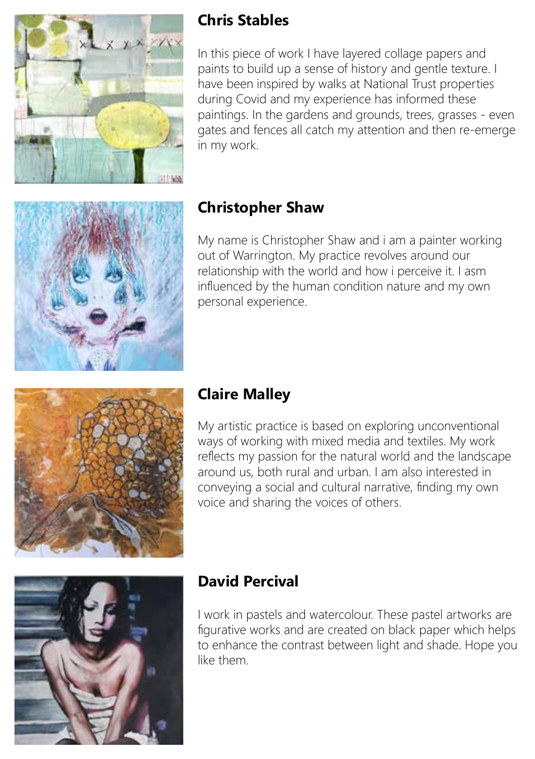## Chris Stables

In this piece of work I have layered collage papers and paints to build up a sense of history and gentle texture. I have been inspired by walks at National Trust properties during Covid and my experience has informed these paintings. In the gardens and grounds, trees, grasses - even gates and fences all catch my attention and then re-emerge in my work.

## Christopher Shaw

My name is Christopher Shaw and i am a painter working out of Warrington. My practice revolves around our relationship with the world and how i perceive it. I asm influenced by the human condition nature and my own personal experience.

## Claire Malley

My artistic practice is based on exploring unconventional ways of working with mixed media and textiles. My work reflects my passion for the natural world and the landscape around us, both rural and urban. I am also interested in conveying a social and cultural narrative, finding my own voice and sharing the voices of others.

## David Percival

I work in pastels and watercolour. These pastel artworks are figurative works and are created on black paper which helps to enhance the contrast between light and shade. Hope you like them.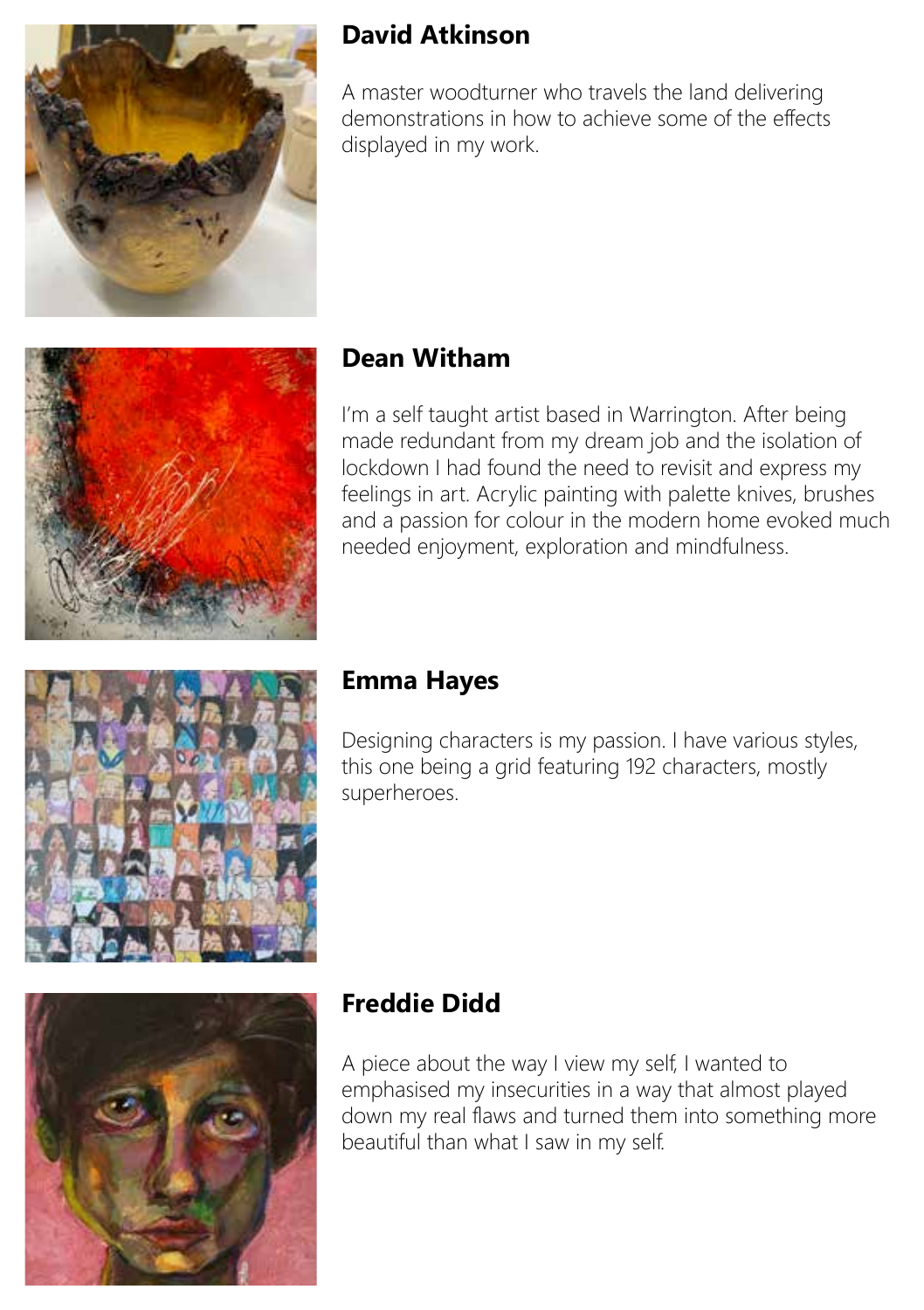## David Atkinson

A master woodturner who travels the land delivering demonstrations in how to achieve some of the effects displayed in my work.

## Dean Witham

I'm a self taught artist based in Warrington. After being made redundant from my dream job and the isolation of lockdown I had found the need to revisit and express my feelings in art. Acrylic painting with palette knives, brushes and a passion for colour in the modern home evoked much needed enjoyment, exploration and mindfulness.

## Emma Hayes

Designing characters is my passion. I have various styles, this one being a grid featuring 192 characters, mostly superheroes.

## Freddie Didd

A piece about the way I view my self, I wanted to emphasised my insecurities in a way that almost played down my real flaws and turned them into something more beautiful than what I saw in my self.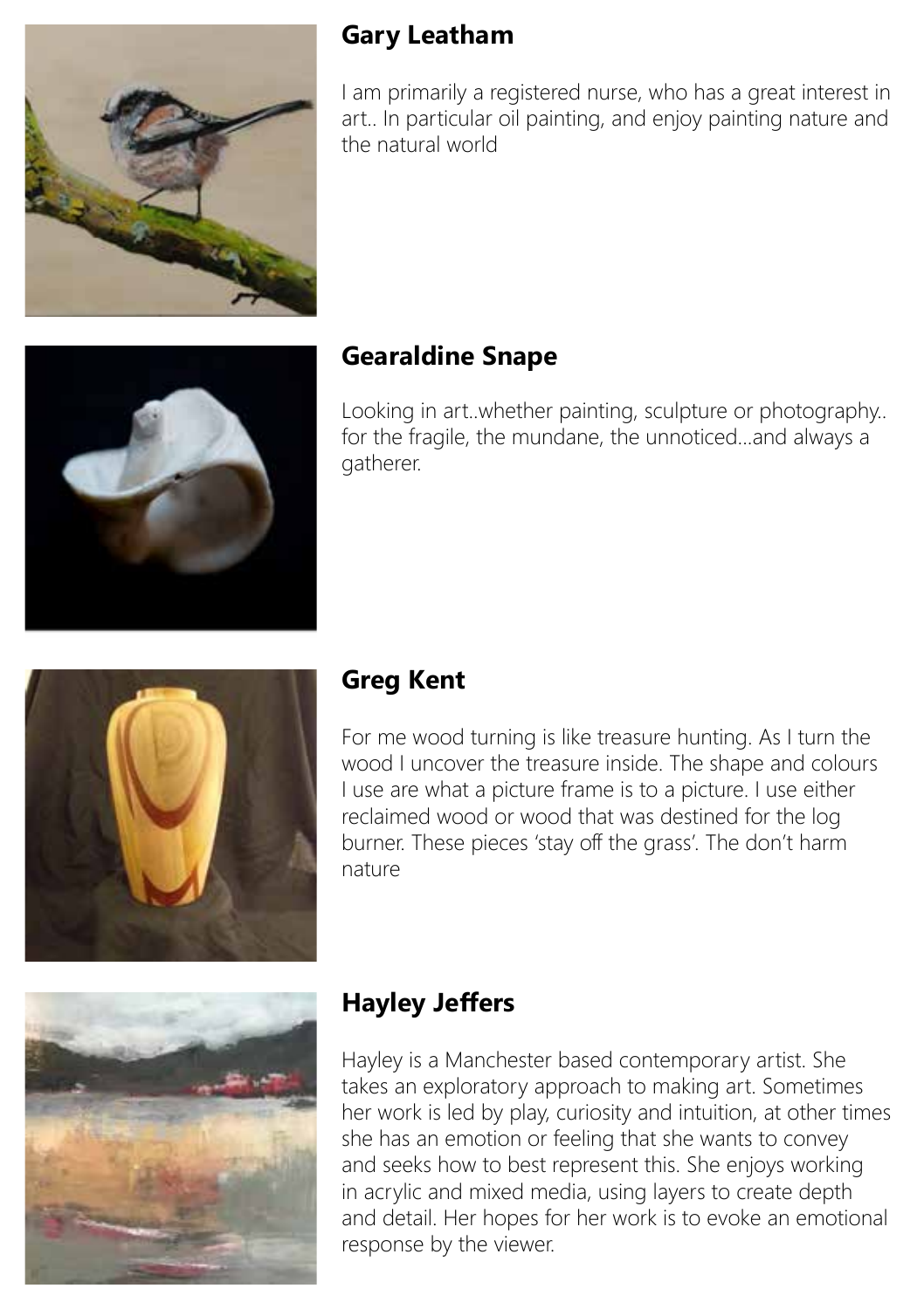## Gary Leatham

I am primarily a registered nurse, who has a great interest in art.. In particular oil painting, and enjoy painting nature and the natural world

## Gearaldine Snape

Looking in art..whether painting, sculpture or photography.. for the fragile, the mundane, the unnoticed...and always a gatherer.

## Greg Kent

For me wood turning is like treasure hunting. As I turn the wood I uncover the treasure inside. The shape and colours I use are what a picture frame is to a picture. I use either reclaimed wood or wood that was destined for the log burner. These pieces 'stay off the grass'. The don't harm nature

## Hayley Jeffers

Hayley is a Manchester based contemporary artist. She takes an exploratory approach to making art. Sometimes her work is led by play, curiosity and intuition, at other times she has an emotion or feeling that she wants to convey and seeks how to best represent this. She enjoys working in acrylic and mixed media, using layers to create depth and detail. Her hopes for her work is to evoke an emotional response by the viewer.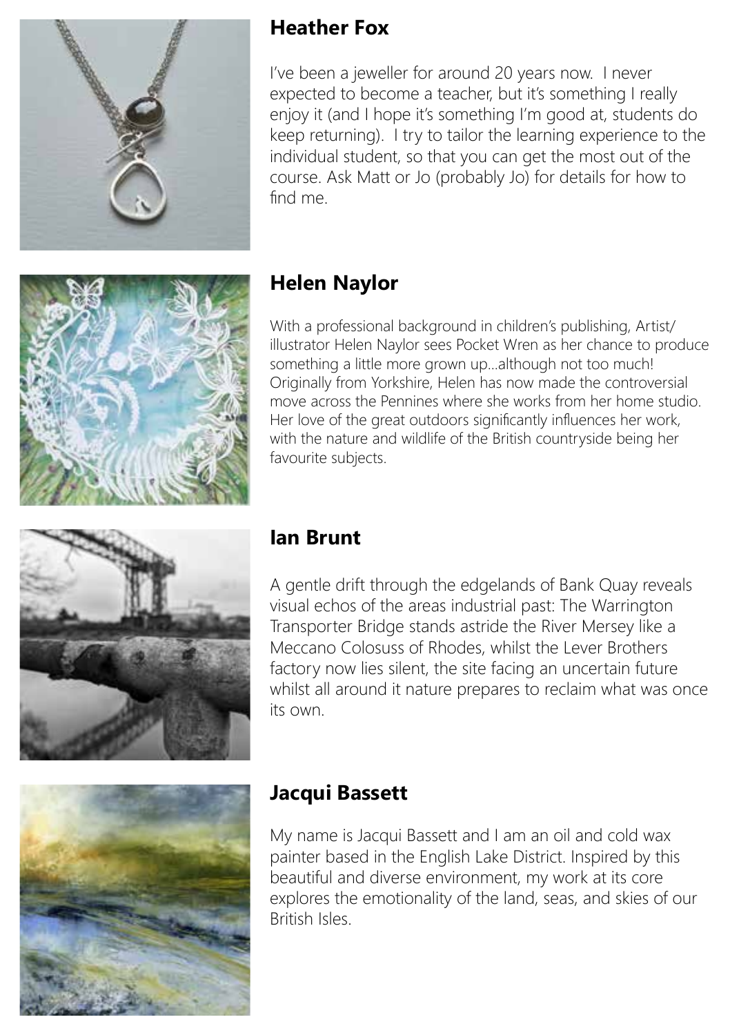## Heather Fox

I've been a jeweller for around 20 years now. I never expected to become a teacher, but it's something I really enjoy it (and I hope it's something I'm good at, students do keep returning). I try to tailor the learning experience to the individual student, so that you can get the most out of the course. Ask Matt or Jo (probably Jo) for details for how to find me.

## Helen Naylor

With a professional background in children's publishing, Artist/illustrator Helen Naylor sees Pocket Wren as her chance to produce something a little more grown up...although not too much! Originally from Yorkshire, Helen has now made the controversial move across the Pennines where she works from her home studio. Her love of the great outdoors significantly influences her work, with the nature and wildlife of the British countryside being her favourite subjects.

## Ian Brunt

A gentle drift through the edgelands of Bank Quay reveals visual echos of the areas industrial past: The Warrington Transporter Bridge stands astride the River Mersey like a Meccano Colosuss of Rhodes, whilst the Lever Brothers factory now lies silent, the site facing an uncertain future whilst all around it nature prepares to reclaim what was once its own.

## Jacqui Bassett

My name is Jacqui Bassett and I am an oil and cold wax painter based in the English Lake District. Inspired by this beautiful and diverse environment, my work at its core explores the emotionality of the land, seas, and skies of our British Isles.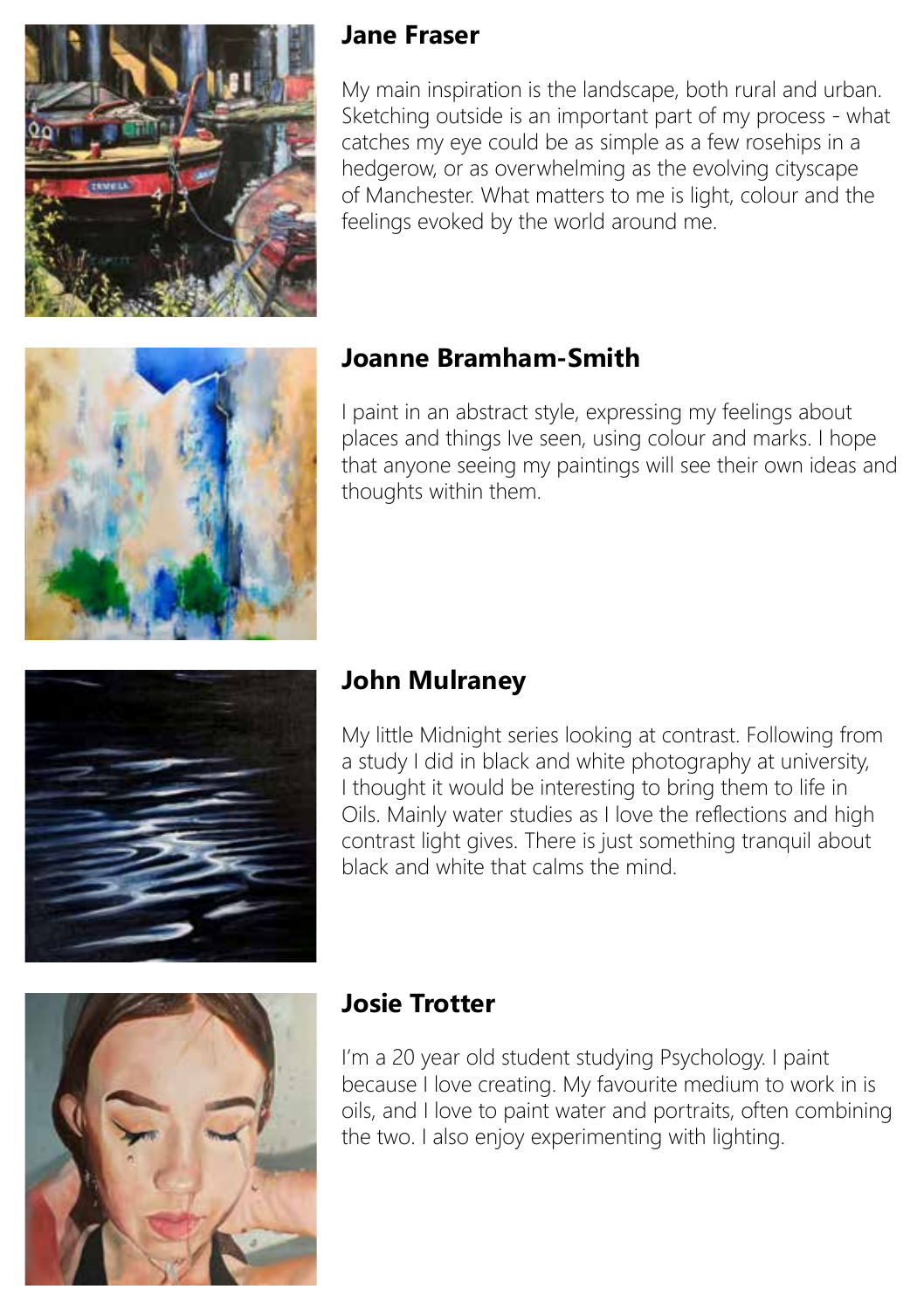## Jane Fraser

My main inspiration is the landscape, both rural and urban. Sketching outside is an important part of my process - what catches my eye could be as simple as a few rosehips in a hedgerow, or as overwhelming as the evolving cityscape of Manchester. What matters to me is light, colour and the feelings evoked by the world around me.

## Joanne Bramham-Smith

I paint in an abstract style, expressing my feelings about places and things Ive seen, using colour and marks. I hope that anyone seeing my paintings will see their own ideas and thoughts within them.

## John Mulraney

My little Midnight series looking at contrast. Following from a study I did in black and white photography at university, I thought it would be interesting to bring them to life in Oils. Mainly water studies as I love the reflections and high contrast light gives. There is just something tranquil about black and white that calms the mind.

## Josie Trotter

I'm a 20 year old student studying Psychology. I paint because I love creating. My favourite medium to work in is oils, and I love to paint water and portraits, often combining the two. I also enjoy experimenting with lighting.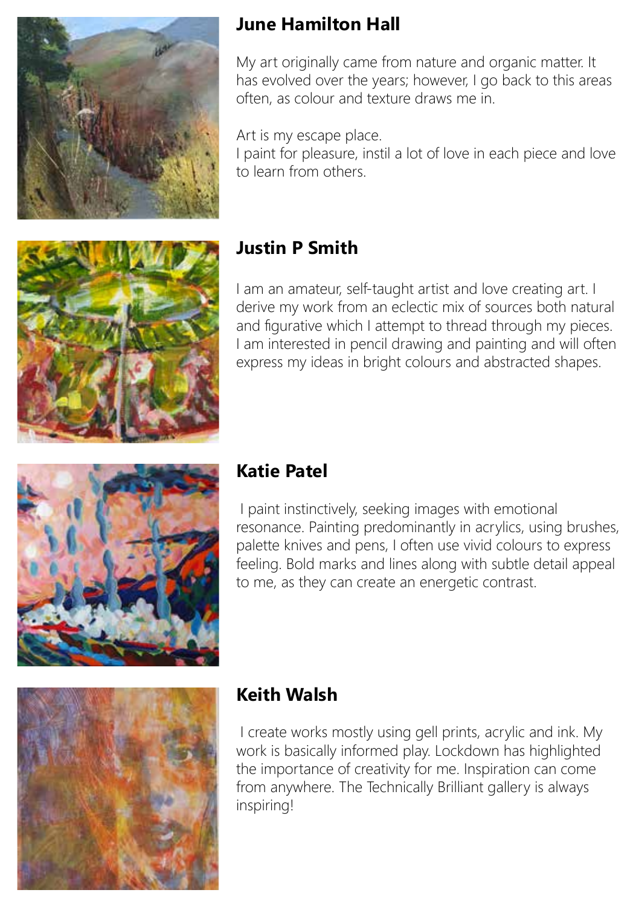## June Hamilton Hall

My art originally came from nature and organic matter. It has evolved over the years; however, I go back to this areas often, as colour and texture draws me in.

Art is my escape place.
I paint for pleasure, instil a lot of love in each piece and love to learn from others.

## Justin P Smith

I am an amateur, self-taught artist and love creating art. I derive my work from an eclectic mix of sources both natural and figurative which I attempt to thread through my pieces. I am interested in pencil drawing and painting and will often express my ideas in bright colours and abstracted shapes.

## Katie Patel

I paint instinctively, seeking images with emotional resonance. Painting predominantly in acrylics, using brushes, palette knives and pens, I often use vivid colours to express feeling. Bold marks and lines along with subtle detail appeal to me, as they can create an energetic contrast.

## Keith Walsh

I create works mostly using gell prints, acrylic and ink. My work is basically informed play. Lockdown has highlighted the importance of creativity for me. Inspiration can come from anywhere. The Technically Brilliant gallery is always inspiring!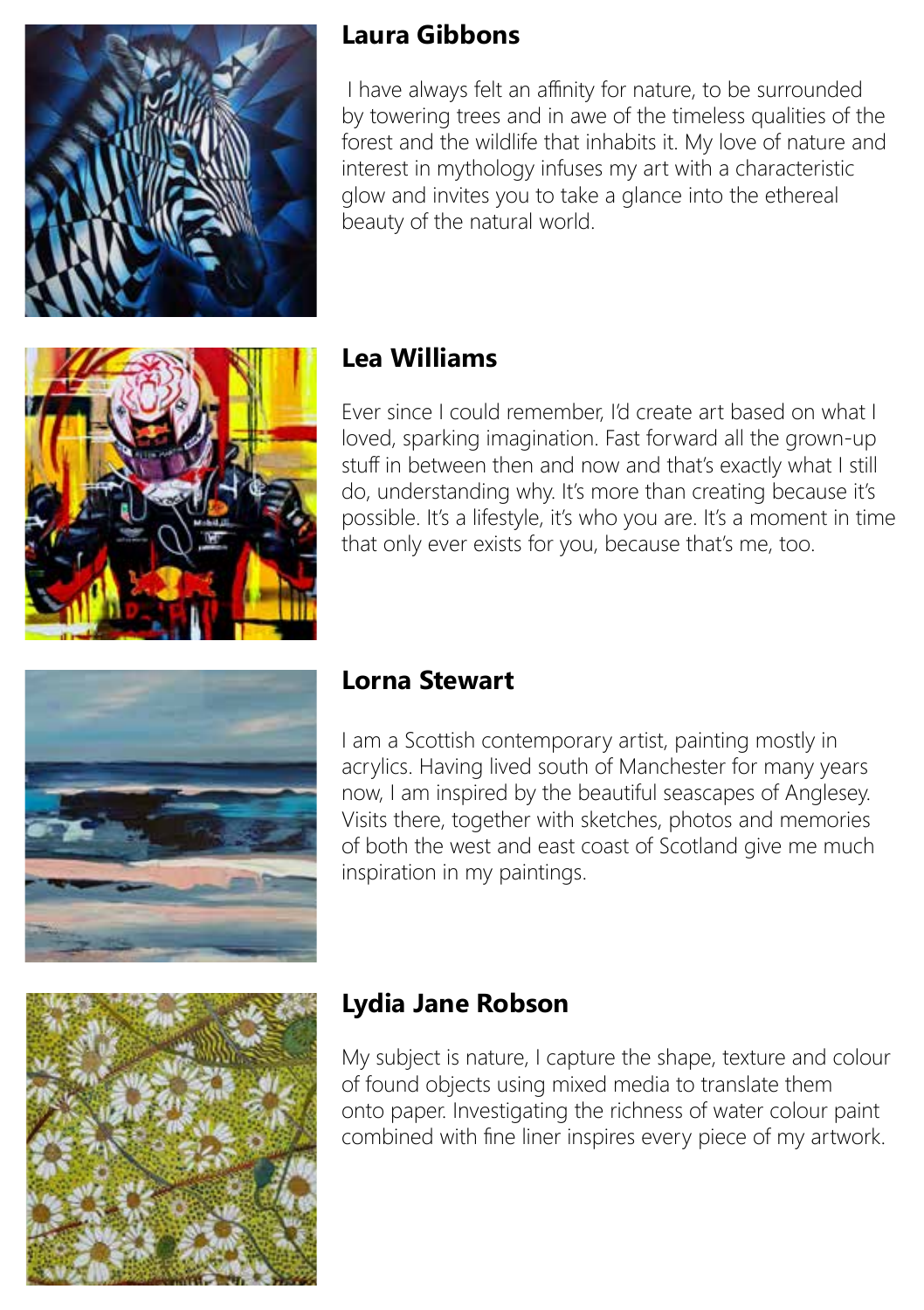## Laura Gibbons

I have always felt an affinity for nature, to be surrounded by towering trees and in awe of the timeless qualities of the forest and the wildlife that inhabits it. My love of nature and interest in mythology infuses my art with a characteristic glow and invites you to take a glance into the ethereal beauty of the natural world.

## Lea Williams

Ever since I could remember, I'd create art based on what I loved, sparking imagination. Fast forward all the grown-up stuff in between then and now and that's exactly what I still do, understanding why. It's more than creating because it's possible. It's a lifestyle, it's who you are. It's a moment in time that only ever exists for you, because that's me, too.

## Lorna Stewart

I am a Scottish contemporary artist, painting mostly in acrylics. Having lived south of Manchester for many years now, I am inspired by the beautiful seascapes of Anglesey. Visits there, together with sketches, photos and memories of both the west and east coast of Scotland give me much inspiration in my paintings.

## Lydia Jane Robson

My subject is nature, I capture the shape, texture and colour of found objects using mixed media to translate them onto paper. Investigating the richness of water colour paint combined with fine liner inspires every piece of my artwork.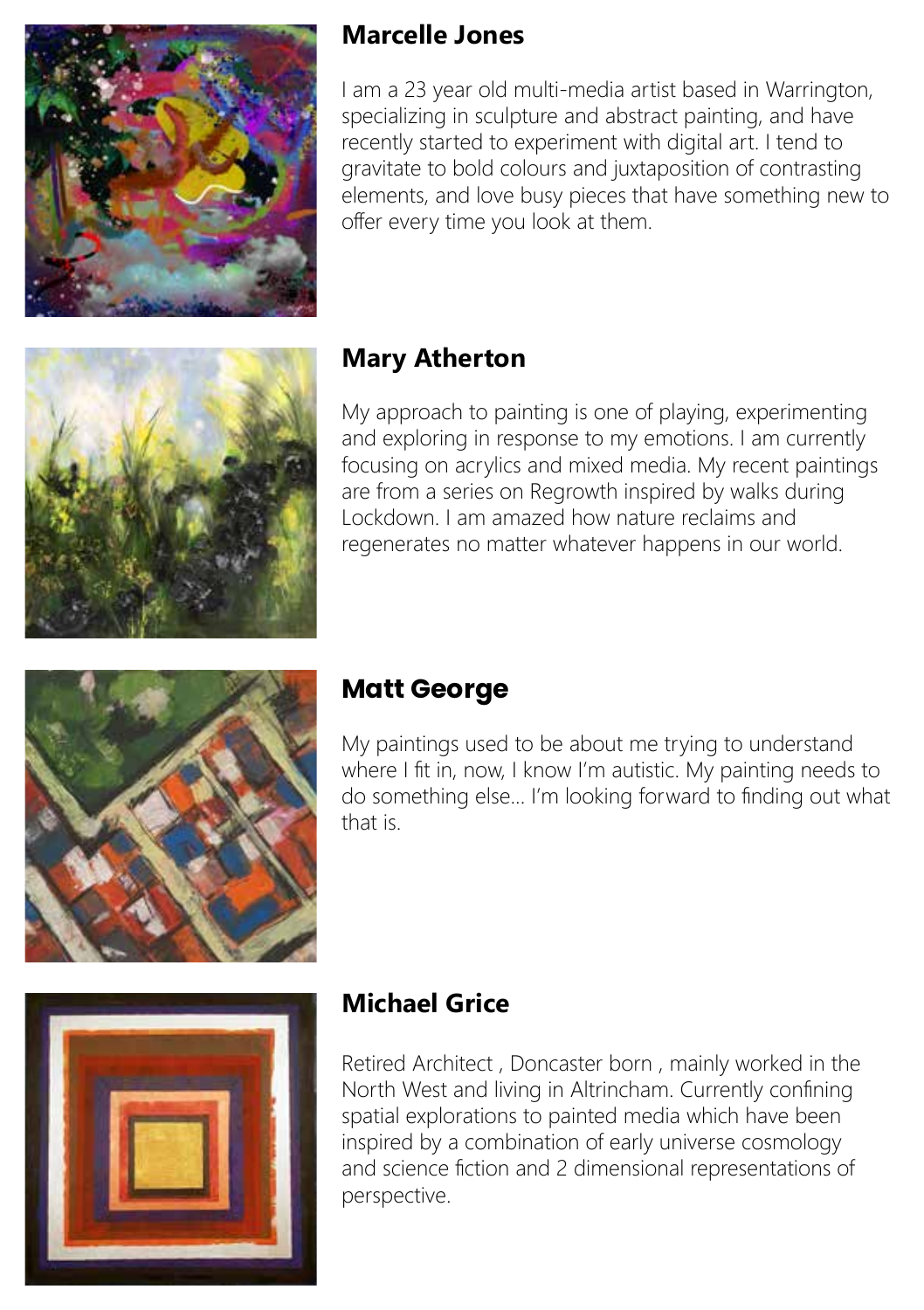## Marcelle Jones

I am a 23 year old multi-media artist based in Warrington, specializing in sculpture and abstract painting, and have recently started to experiment with digital art. I tend to gravitate to bold colours and juxtaposition of contrasting elements, and love busy pieces that have something new to offer every time you look at them.

## Mary Atherton

My approach to painting is one of playing, experimenting and exploring in response to my emotions. I am currently focusing on acrylics and mixed media. My recent paintings are from a series on Regrowth inspired by walks during Lockdown. I am amazed how nature reclaims and regenerates no matter whatever happens in our world.

## Matt George

My paintings used to be about me trying to understand where I fit in, now, I know I'm autistic. My painting needs to do something else... I'm looking forward to finding out what that is.

## Michael Grice

Retired Architect , Doncaster born , mainly worked in the North West and living in Altrincham. Currently confining spatial explorations to painted media which have been inspired by a combination of early universe cosmology and science fiction and 2 dimensional representations of perspective.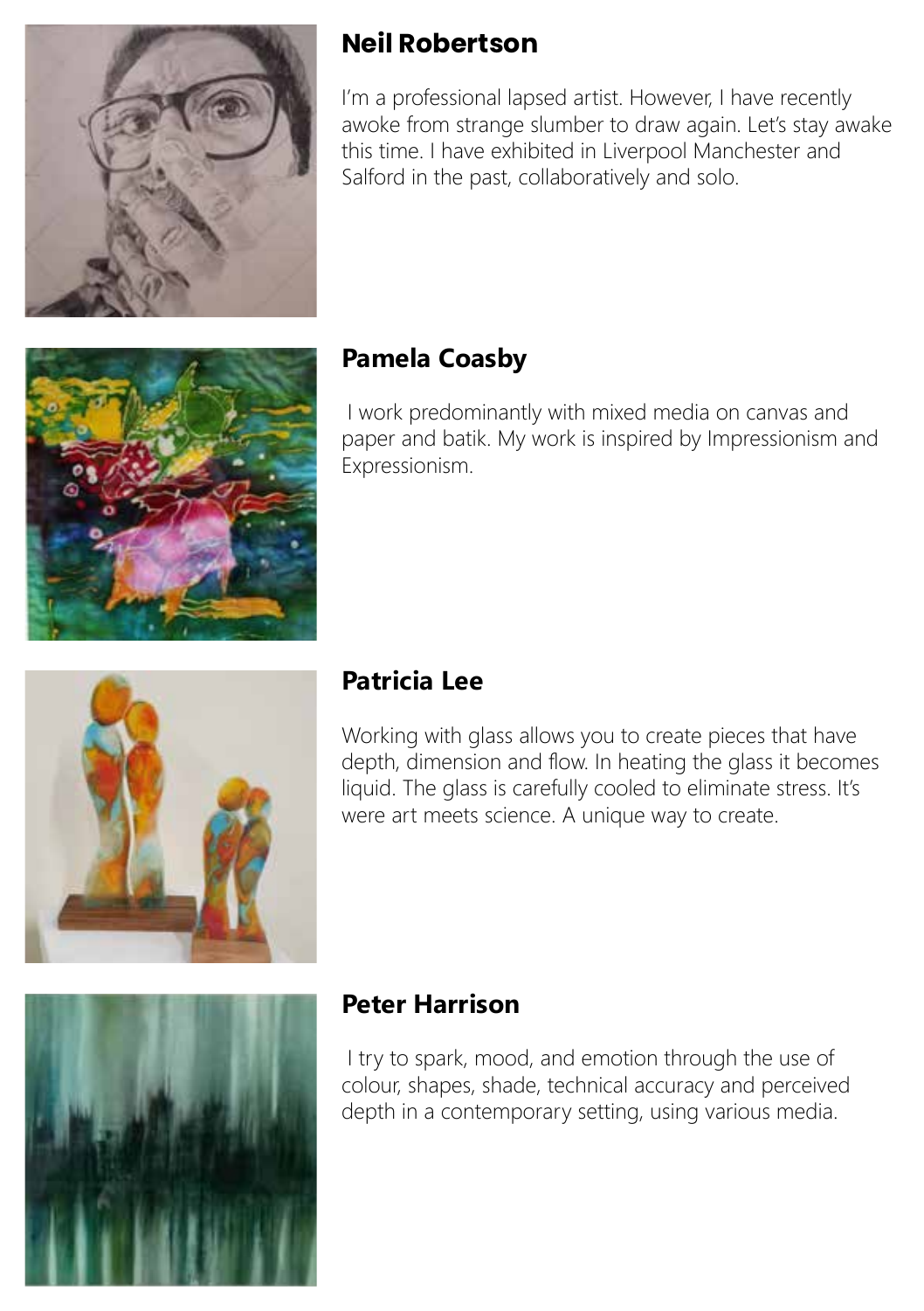## Neil Robertson

I'm a professional lapsed artist. However, I have recently awoke from strange slumber to draw again. Let's stay awake this time. I have exhibited in Liverpool Manchester and Salford in the past, collaboratively and solo.

## Pamela Coasby

I work predominantly with mixed media on canvas and paper and batik. My work is inspired by Impressionism and Expressionism.

## Patricia Lee

Working with glass allows you to create pieces that have depth, dimension and flow. In heating the glass it becomes liquid. The glass is carefully cooled to eliminate stress. It's were art meets science. A unique way to create.

## Peter Harrison

I try to spark, mood, and emotion through the use of colour, shapes, shade, technical accuracy and perceived depth in a contemporary setting, using various media.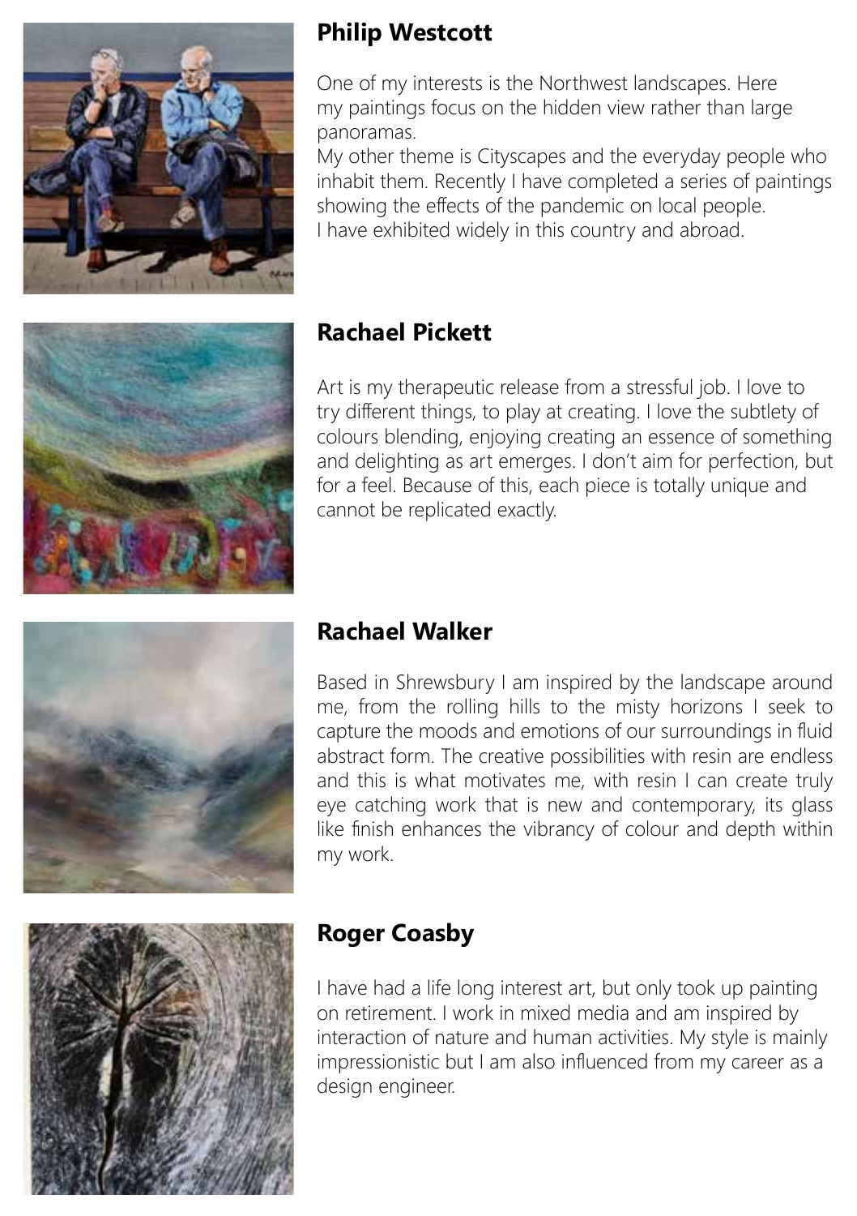## Philip Westcott

One of my interests is the Northwest landscapes. Here my paintings focus on the hidden view rather than large panoramas.
My other theme is Cityscapes and the everyday people who inhabit them. Recently I have completed a series of paintings showing the effects of the pandemic on local people.
I have exhibited widely in this country and abroad.

## Rachael Pickett

Art is my therapeutic release from a stressful job. I love to try different things, to play at creating. I love the subtlety of colours blending, enjoying creating an essence of something and delighting as art emerges. I don't aim for perfection, but for a feel. Because of this, each piece is totally unique and cannot be replicated exactly.

## Rachael Walker

Based in Shrewsbury I am inspired by the landscape around me, from the rolling hills to the misty horizons I seek to capture the moods and emotions of our surroundings in fluid abstract form. The creative possibilities with resin are endless and this is what motivates me, with resin I can create truly eye catching work that is new and contemporary, its glass like finish enhances the vibrancy of colour and depth within my work.

## Roger Coasby

I have had a life long interest art, but only took up painting on retirement. I work in mixed media and am inspired by interaction of nature and human activities. My style is mainly impressionistic but I am also influenced from my career as a design engineer.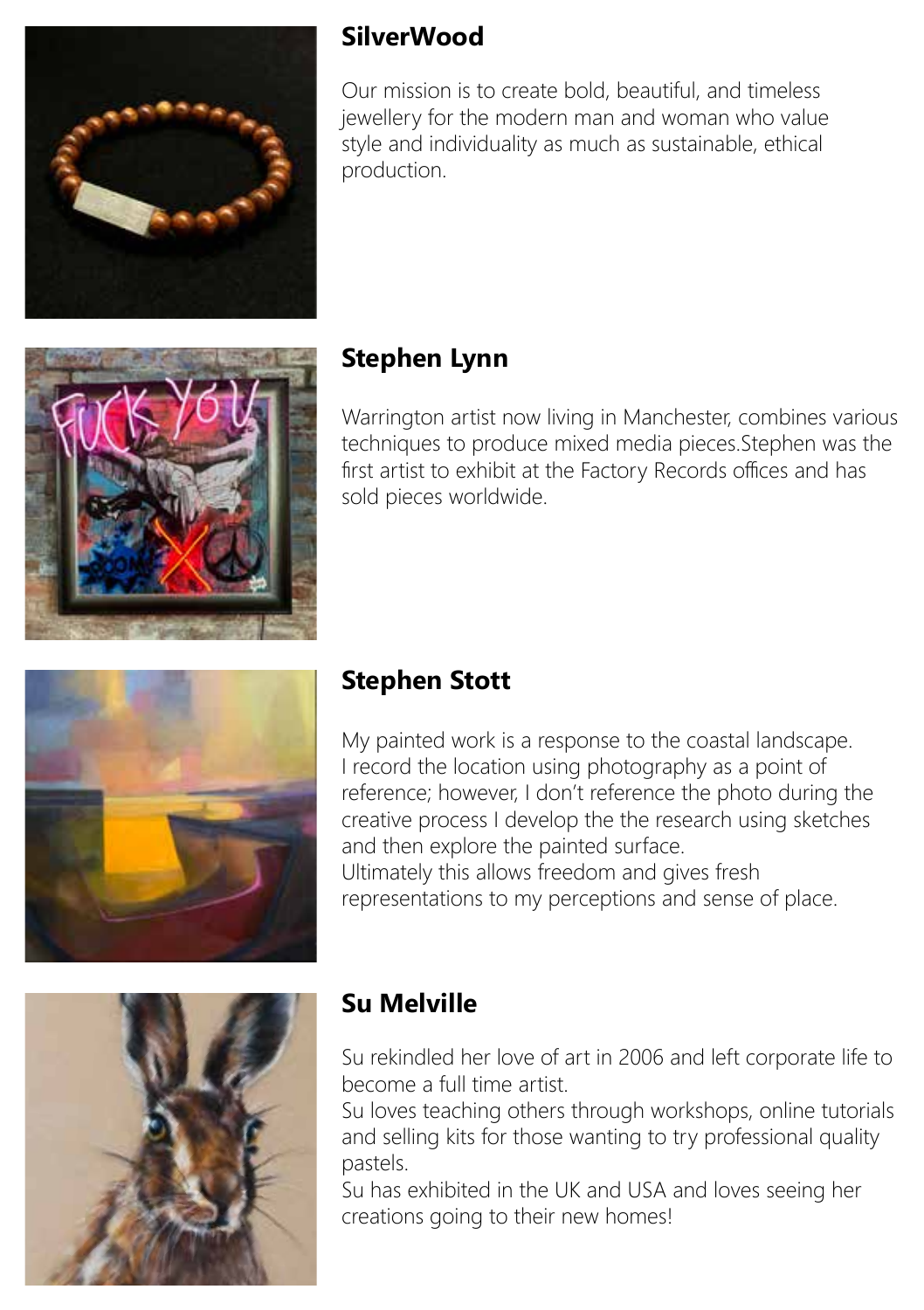## SilverWood

Our mission is to create bold, beautiful, and timeless jewellery for the modern man and woman who value style and individuality as much as sustainable, ethical production.

## Stephen Lynn

Warrington artist now living in Manchester, combines various techniques to produce mixed media pieces.Stephen was the first artist to exhibit at the Factory Records offices and has sold pieces worldwide.

## Stephen Stott

My painted work is a response to the coastal landscape. I record the location using photography as a point of reference; however, I don't reference the photo during the creative process I develop the the research using sketches and then explore the painted surface.
Ultimately this allows freedom and gives fresh representations to my perceptions and sense of place.

## Su Melville

Su rekindled her love of art in 2006 and left corporate life to become a full time artist.
Su loves teaching others through workshops, online tutorials and selling kits for those wanting to try professional quality pastels.
Su has exhibited in the UK and USA and loves seeing her creations going to their new homes!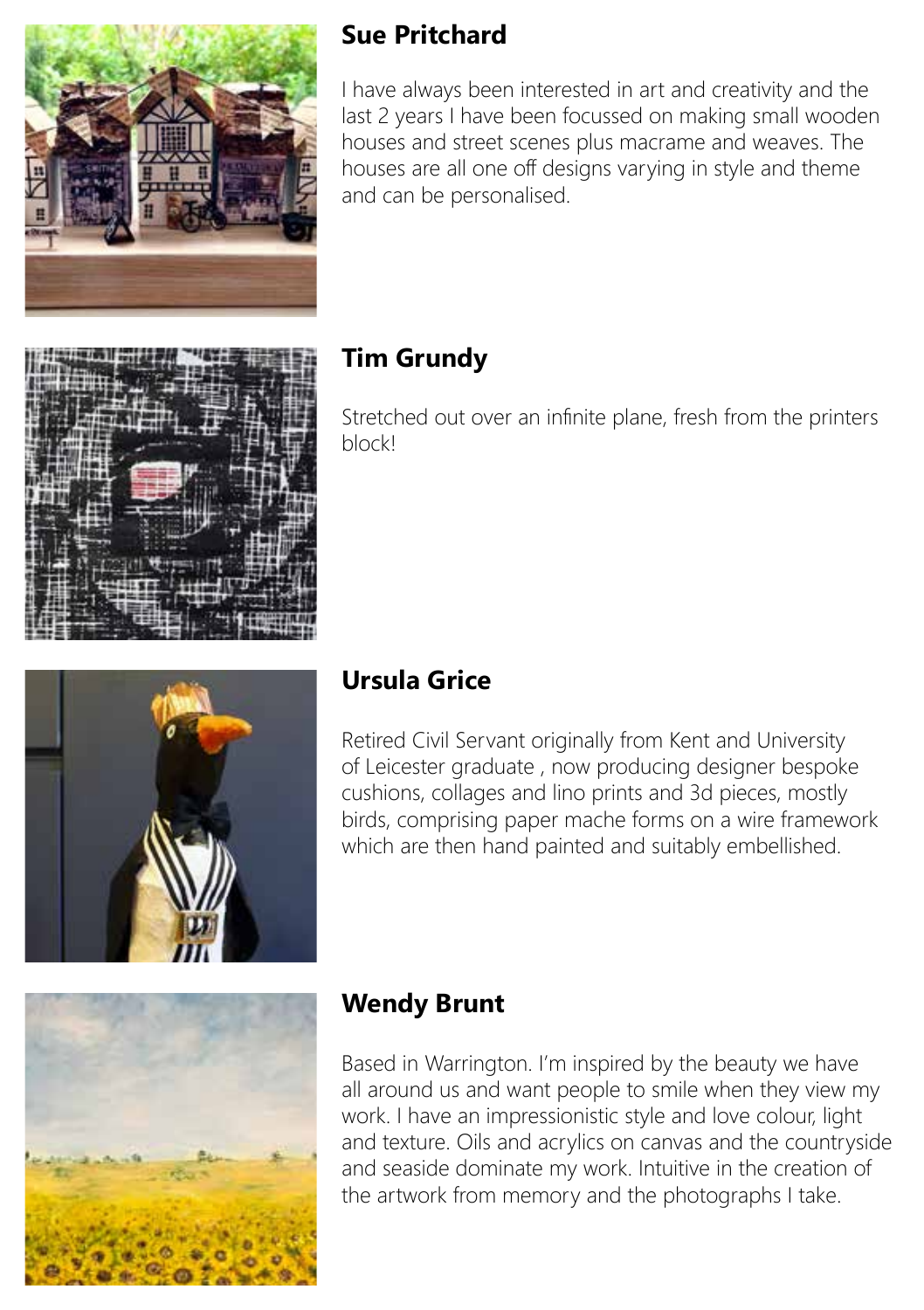## Sue Pritchard

I have always been interested in art and creativity and the last 2 years I have been focussed on making small wooden houses and street scenes plus macrame and weaves. The houses are all one off designs varying in style and theme and can be personalised.

## Tim Grundy

Stretched out over an infinite plane, fresh from the printers block!

## Ursula Grice

Retired Civil Servant originally from Kent and University of Leicester graduate , now producing designer bespoke cushions, collages and lino prints and 3d pieces, mostly birds, comprising paper mache forms on a wire framework which are then hand painted and suitably embellished.

## Wendy Brunt

Based in Warrington. I'm inspired by the beauty we have all around us and want people to smile when they view my work. I have an impressionistic style and love colour, light and texture. Oils and acrylics on canvas and the countryside and seaside dominate my work. Intuitive in the creation of the artwork from memory and the photographs I take.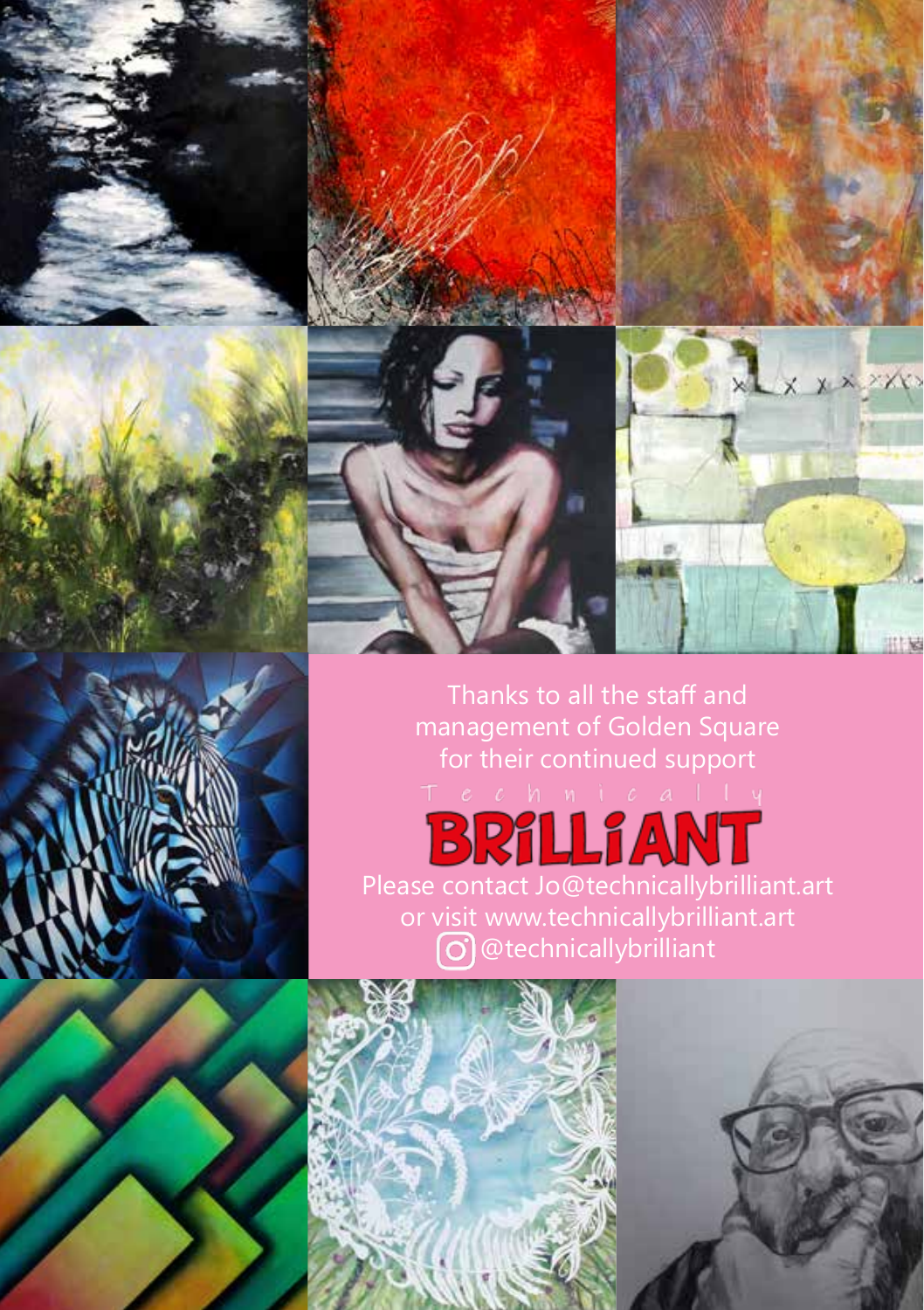Thanks to all the staff and management of Golden Square for their continued support

Technically

BRiLLiANT

Please contact Jo@technicallybrilliant.art or visit www.technicallybrilliant.art

@technicallybrilliant